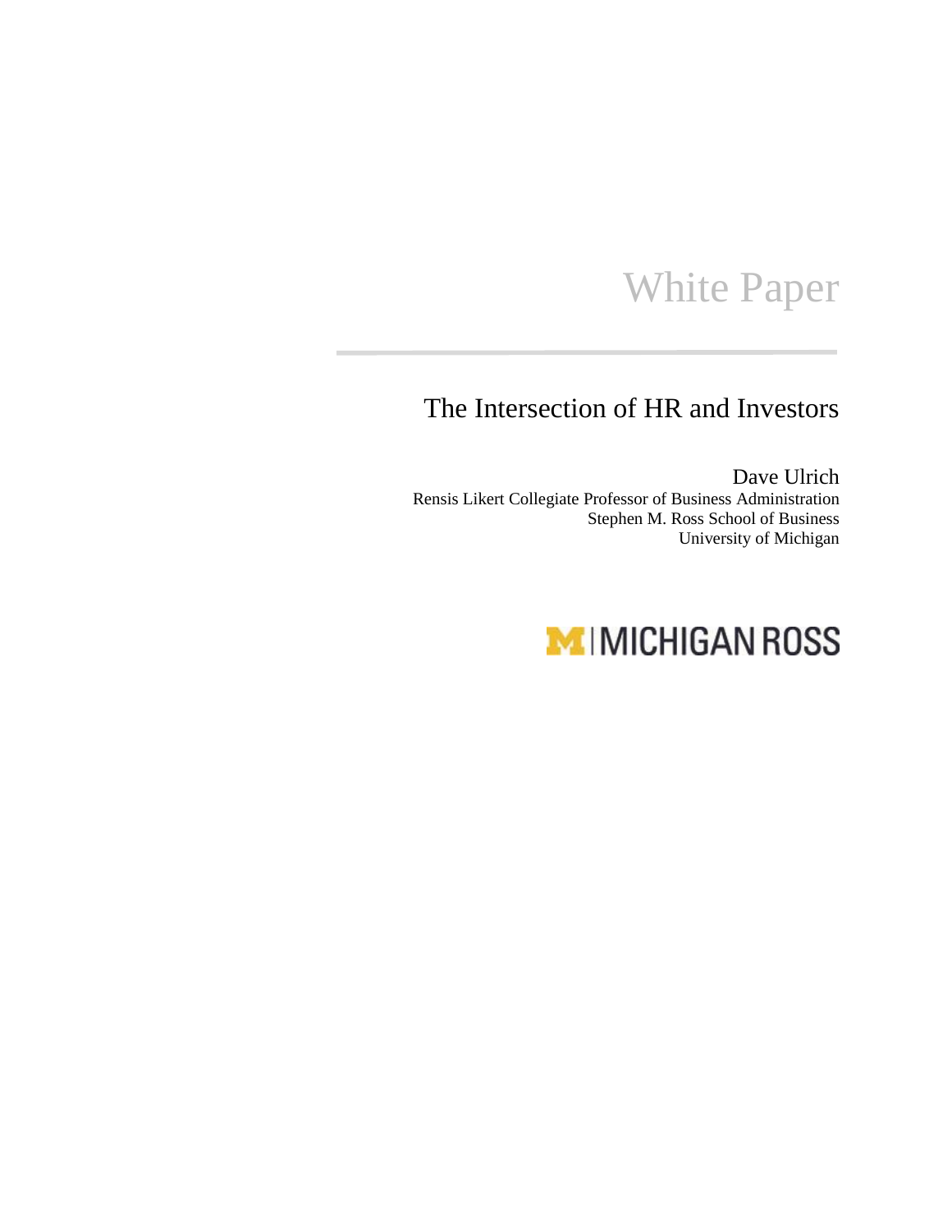# White Paper

## The Intersection of HR and Investors

Dave Ulrich
Rensis Likert Collegiate Professor of Business Administration
Stephen M. Ross School of Business
University of Michigan

MICHIGAN ROSS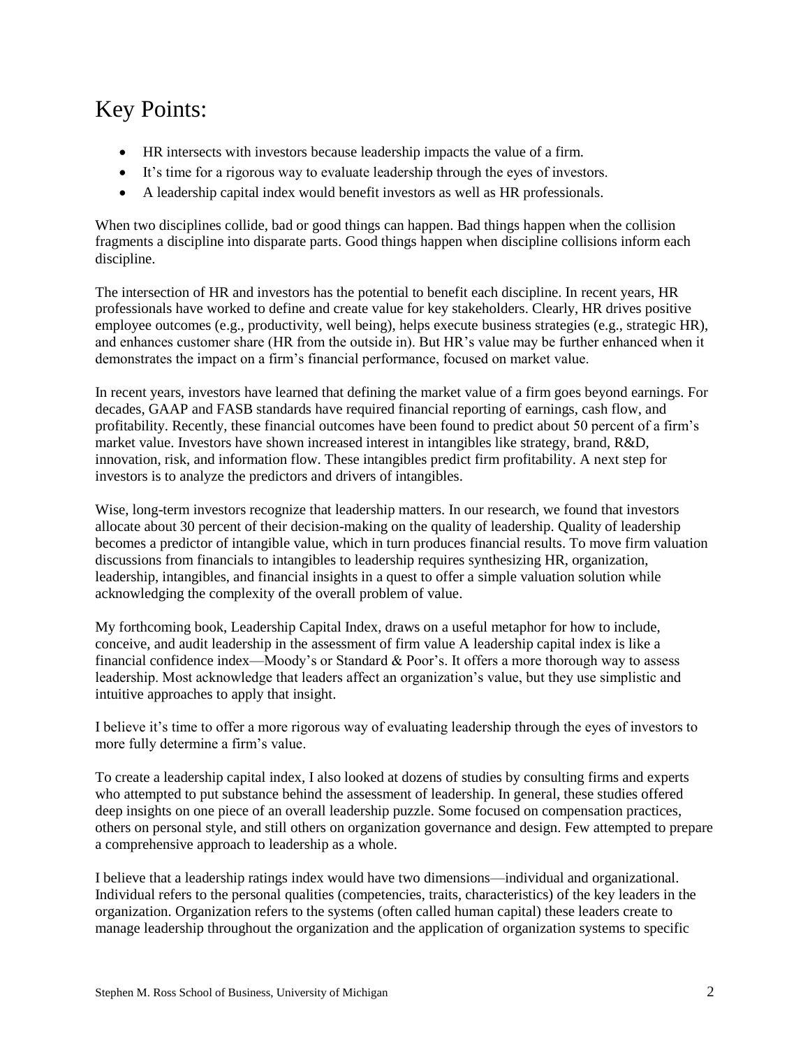# Key Points:

- HR intersects with investors because leadership impacts the value of a firm.
- It's time for a rigorous way to evaluate leadership through the eyes of investors.
- A leadership capital index would benefit investors as well as HR professionals.

When two disciplines collide, bad or good things can happen. Bad things happen when the collision fragments a discipline into disparate parts. Good things happen when discipline collisions inform each discipline.

The intersection of HR and investors has the potential to benefit each discipline. In recent years, HR professionals have worked to define and create value for key stakeholders. Clearly, HR drives positive employee outcomes (e.g., productivity, well being), helps execute business strategies (e.g., strategic HR), and enhances customer share (HR from the outside in). But HR's value may be further enhanced when it demonstrates the impact on a firm's financial performance, focused on market value.

In recent years, investors have learned that defining the market value of a firm goes beyond earnings. For decades, GAAP and FASB standards have required financial reporting of earnings, cash flow, and profitability. Recently, these financial outcomes have been found to predict about 50 percent of a firm's market value. Investors have shown increased interest in intangibles like strategy, brand, R&D, innovation, risk, and information flow. These intangibles predict firm profitability. A next step for investors is to analyze the predictors and drivers of intangibles.

Wise, long-term investors recognize that leadership matters. In our research, we found that investors allocate about 30 percent of their decision-making on the quality of leadership. Quality of leadership becomes a predictor of intangible value, which in turn produces financial results. To move firm valuation discussions from financials to intangibles to leadership requires synthesizing HR, organization, leadership, intangibles, and financial insights in a quest to offer a simple valuation solution while acknowledging the complexity of the overall problem of value.

My forthcoming book, Leadership Capital Index, draws on a useful metaphor for how to include, conceive, and audit leadership in the assessment of firm value A leadership capital index is like a financial confidence index—Moody's or Standard & Poor's. It offers a more thorough way to assess leadership. Most acknowledge that leaders affect an organization's value, but they use simplistic and intuitive approaches to apply that insight.

I believe it's time to offer a more rigorous way of evaluating leadership through the eyes of investors to more fully determine a firm's value.

To create a leadership capital index, I also looked at dozens of studies by consulting firms and experts who attempted to put substance behind the assessment of leadership. In general, these studies offered deep insights on one piece of an overall leadership puzzle. Some focused on compensation practices, others on personal style, and still others on organization governance and design. Few attempted to prepare a comprehensive approach to leadership as a whole.

I believe that a leadership ratings index would have two dimensions—individual and organizational. Individual refers to the personal qualities (competencies, traits, characteristics) of the key leaders in the organization. Organization refers to the systems (often called human capital) these leaders create to manage leadership throughout the organization and the application of organization systems to specific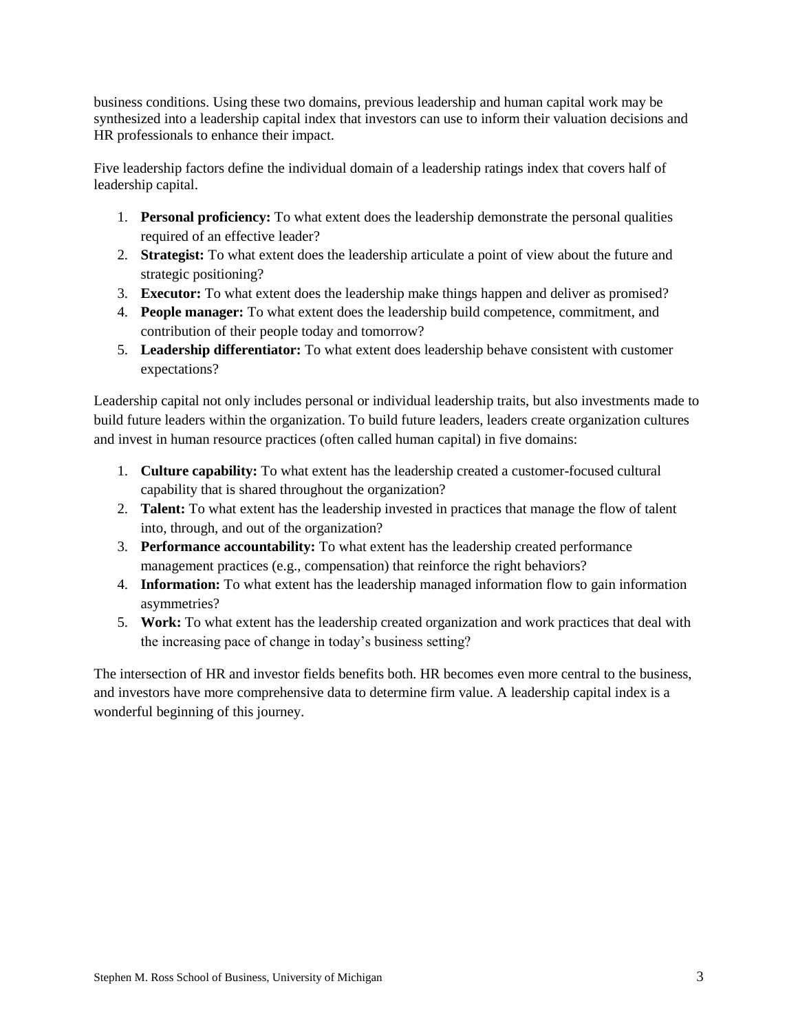business conditions. Using these two domains, previous leadership and human capital work may be synthesized into a leadership capital index that investors can use to inform their valuation decisions and HR professionals to enhance their impact.

Five leadership factors define the individual domain of a leadership ratings index that covers half of leadership capital.

1. **Personal proficiency:** To what extent does the leadership demonstrate the personal qualities required of an effective leader?
2. **Strategist:** To what extent does the leadership articulate a point of view about the future and strategic positioning?
3. **Executor:** To what extent does the leadership make things happen and deliver as promised?
4. **People manager:** To what extent does the leadership build competence, commitment, and contribution of their people today and tomorrow?
5. **Leadership differentiator:** To what extent does leadership behave consistent with customer expectations?

Leadership capital not only includes personal or individual leadership traits, but also investments made to build future leaders within the organization. To build future leaders, leaders create organization cultures and invest in human resource practices (often called human capital) in five domains:

1. **Culture capability:** To what extent has the leadership created a customer-focused cultural capability that is shared throughout the organization?
2. **Talent:** To what extent has the leadership invested in practices that manage the flow of talent into, through, and out of the organization?
3. **Performance accountability:** To what extent has the leadership created performance management practices (e.g., compensation) that reinforce the right behaviors?
4. **Information:** To what extent has the leadership managed information flow to gain information asymmetries?
5. **Work:** To what extent has the leadership created organization and work practices that deal with the increasing pace of change in today's business setting?

The intersection of HR and investor fields benefits both. HR becomes even more central to the business, and investors have more comprehensive data to determine firm value. A leadership capital index is a wonderful beginning of this journey.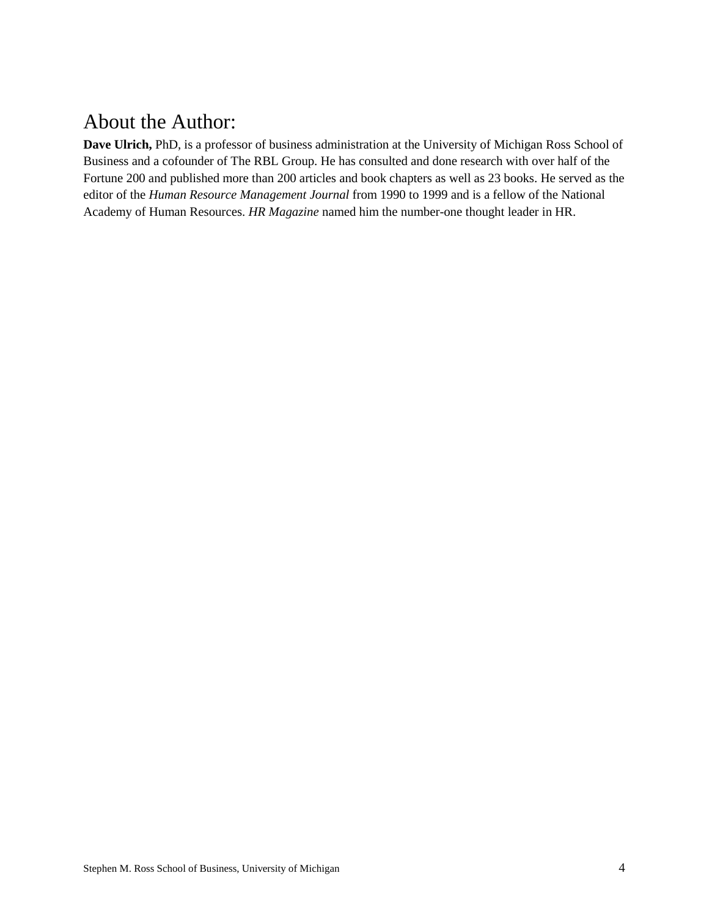# About the Author:

**Dave Ulrich,** PhD, is a professor of business administration at the University of Michigan Ross School of Business and a cofounder of The RBL Group. He has consulted and done research with over half of the Fortune 200 and published more than 200 articles and book chapters as well as 23 books. He served as the editor of the *Human Resource Management Journal* from 1990 to 1999 and is a fellow of the National Academy of Human Resources. *HR Magazine* named him the number-one thought leader in HR.